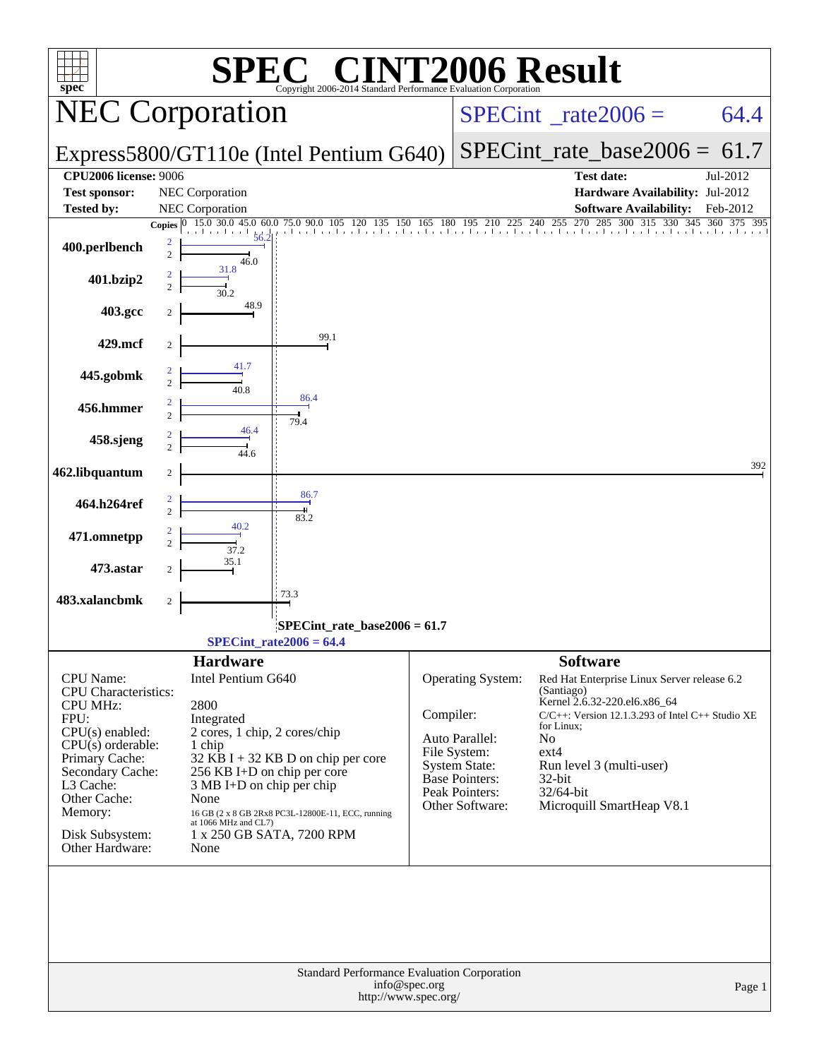# SPEC CINT2006 Result

Copyright 2006-2014 Standard Performance Evaluation Corporation

## NEC Corporation

**Express5800/GT110e (Intel Pentium G640)**

SPECint_rate2006 = 64.4

SPECint_rate_base2006 = 61.7

| | | | |
|---|---|---|---|
| **CPU2006 license:** 9006 | | **Test date:** | Jul-2012 |
| **Test sponsor:** | NEC Corporation | **Hardware Availability:** | Jul-2012 |
| **Tested by:** | NEC Corporation | **Software Availability:** | Feb-2012 |

| Benchmark | Copies | Peak | Base |
|---|---|---|---|
| 400.perlbench | 2 | 56.2 | 46.0 |
| 401.bzip2 | 2 | 31.8 | 30.2 |
| 403.gcc | 2 | | 48.9 |
| 429.mcf | 2 | | 99.1 |
| 445.gobmk | 2 | 41.7 | 40.8 |
| 456.hmmer | 2 | 86.4 | 79.4 |
| 458.sjeng | 2 | 46.4 | 44.6 |
| 462.libquantum | 2 | | 392 |
| 464.h264ref | 2 | 86.7 | 83.2 |
| 471.omnetpp | 2 | 40.2 | 37.2 |
| 473.astar | 2 | | 35.1 |
| 483.xalancbmk | 2 | | 73.3 |

SPECint_rate_base2006 = 61.7

SPECint_rate2006 = 64.4

### Hardware

| | |
|---|---|
| CPU Name: | Intel Pentium G640 |
| CPU Characteristics: | |
| CPU MHz: | 2800 |
| FPU: | Integrated |
| CPU(s) enabled: | 2 cores, 1 chip, 2 cores/chip |
| CPU(s) orderable: | 1 chip |
| Primary Cache: | 32 KB I + 32 KB D on chip per core |
| Secondary Cache: | 256 KB I+D on chip per core |
| L3 Cache: | 3 MB I+D on chip per chip |
| Other Cache: | None |
| Memory: | 16 GB (2 x 8 GB 2Rx8 PC3L-12800E-11, ECC, running at 1066 MHz and CL7) |
| Disk Subsystem: | 1 x 250 GB SATA, 7200 RPM |
| Other Hardware: | None |

### Software

| | |
|---|---|
| Operating System: | Red Hat Enterprise Linux Server release 6.2 (Santiago) Kernel 2.6.32-220.el6.x86_64 |
| Compiler: | C/C++: Version 12.1.3.293 of Intel C++ Studio XE for Linux; |
| Auto Parallel: | No |
| File System: | ext4 |
| System State: | Run level 3 (multi-user) |
| Base Pointers: | 32-bit |
| Peak Pointers: | 32/64-bit |
| Other Software: | Microquill SmartHeap V8.1 |

Standard Performance Evaluation Corporation
info@spec.org
http://www.spec.org/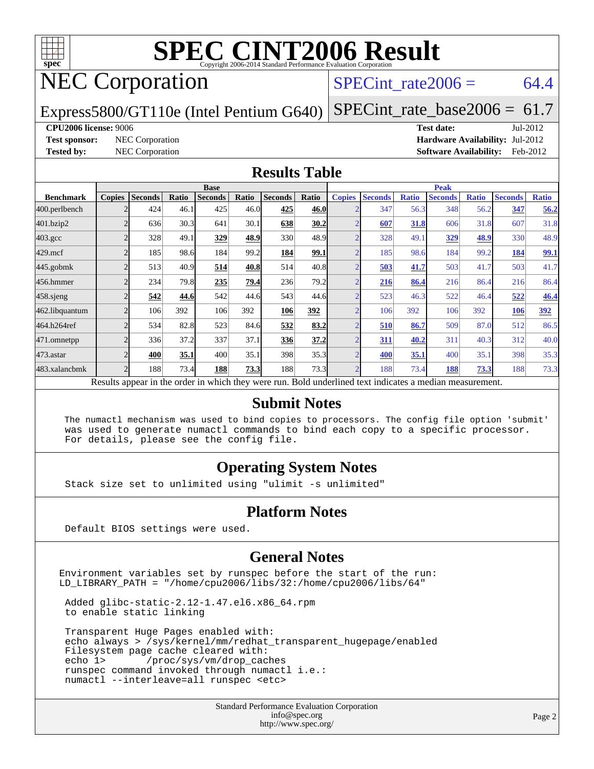# SPEC CINT2006 Result

Copyright 2006-2014 Standard Performance Evaluation Corporation

## NEC Corporation

**SPECint_rate2006 = 64.4**

Express5800/GT110e (Intel Pentium G640)

**SPECint_rate_base2006 = 61.7**

**CPU2006 license:** 9006
**Test sponsor:** NEC Corporation
**Tested by:** NEC Corporation

**Test date:** Jul-2012
**Hardware Availability:** Jul-2012
**Software Availability:** Feb-2012

## Results Table

| | Base | | | | | | | Peak | | | | | | |
|---|---|---|---|---|---|---|---|---|---|---|---|---|---|---|
| **Benchmark** | **Copies** | **Seconds** | **Ratio** | **Seconds** | **Ratio** | **Seconds** | **Ratio** | **Copies** | **Seconds** | **Ratio** | **Seconds** | **Ratio** | **Seconds** | **Ratio** |
| 400.perlbench | 2 | 424 | 46.1 | 425 | 46.0 | **425** | **46.0** | 2 | 347 | 56.3 | 348 | 56.2 | **347** | **56.2** |
| 401.bzip2 | 2 | 636 | 30.3 | 641 | 30.1 | **638** | **30.2** | 2 | **607** | **31.8** | 606 | 31.8 | 607 | 31.8 |
| 403.gcc | 2 | 328 | 49.1 | **329** | **48.9** | 330 | 48.9 | 2 | 328 | 49.1 | **329** | **48.9** | 330 | 48.9 |
| 429.mcf | 2 | 185 | 98.6 | 184 | 99.2 | **184** | **99.1** | 2 | 185 | 98.6 | 184 | 99.2 | **184** | **99.1** |
| 445.gobmk | 2 | 513 | 40.9 | **514** | **40.8** | 514 | 40.8 | 2 | **503** | **41.7** | 503 | 41.7 | 503 | 41.7 |
| 456.hmmer | 2 | 234 | 79.8 | **235** | **79.4** | 236 | 79.2 | 2 | **216** | **86.4** | 216 | 86.4 | 216 | 86.4 |
| 458.sjeng | 2 | **542** | **44.6** | 542 | 44.6 | 543 | 44.6 | 2 | 523 | 46.3 | 522 | 46.4 | **522** | **46.4** |
| 462.libquantum | 2 | 106 | 392 | 106 | 392 | **106** | **392** | 2 | 106 | 392 | 106 | 392 | **106** | **392** |
| 464.h264ref | 2 | 534 | 82.8 | 523 | 84.6 | **532** | **83.2** | 2 | **510** | **86.7** | 509 | 87.0 | 512 | 86.5 |
| 471.omnetpp | 2 | 336 | 37.2 | 337 | 37.1 | **336** | **37.2** | 2 | **311** | **40.2** | 311 | 40.3 | 312 | 40.0 |
| 473.astar | 2 | **400** | **35.1** | 400 | 35.1 | 398 | 35.3 | 2 | **400** | **35.1** | 400 | 35.1 | 398 | 35.3 |
| 483.xalancbmk | 2 | 188 | 73.4 | **188** | **73.3** | 188 | 73.3 | 2 | 188 | 73.4 | **188** | **73.3** | 188 | 73.3 |

Results appear in the order in which they were run. Bold underlined text indicates a median measurement.

## Submit Notes

```
The numactl mechanism was used to bind copies to processors. The config file option 'submit'
was used to generate numactl commands to bind each copy to a specific processor.
For details, please see the config file.
```

## Operating System Notes

```
Stack size set to unlimited using "ulimit -s unlimited"
```

## Platform Notes

```
Default BIOS settings were used.
```

## General Notes

```
Environment variables set by runspec before the start of the run:
LD_LIBRARY_PATH = "/home/cpu2006/libs/32:/home/cpu2006/libs/64"

 Added glibc-static-2.12-1.47.el6.x86_64.rpm
 to enable static linking

 Transparent Huge Pages enabled with:
 echo always > /sys/kernel/mm/redhat_transparent_hugepage/enabled
 Filesystem page cache cleared with:
 echo 1>       /proc/sys/vm/drop_caches
 runspec command invoked through numactl i.e.:
 numactl --interleave=all runspec <etc>
```

Standard Performance Evaluation Corporation
info@spec.org
http://www.spec.org/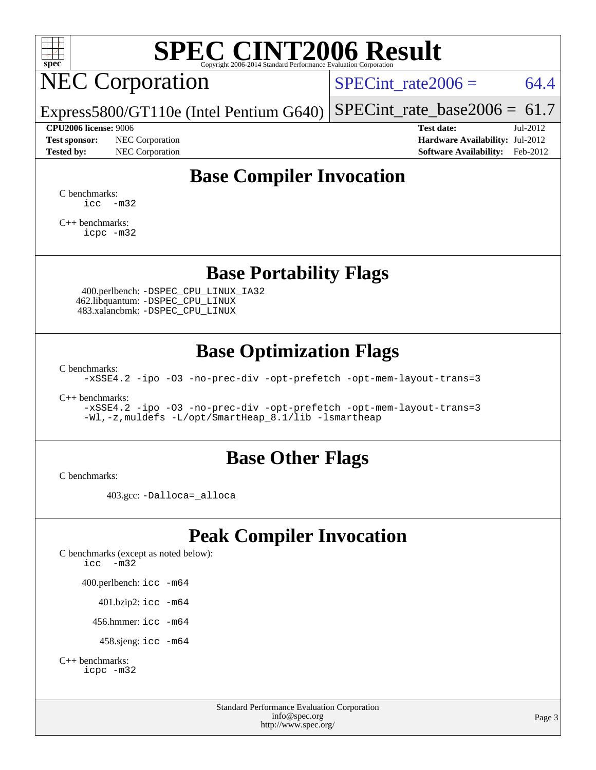# SPEC CINT2006 Result

Copyright 2006-2014 Standard Performance Evaluation Corporation

## NEC Corporation

Express5800/GT110e (Intel Pentium G640)

SPECint_rate2006 = 64.4

SPECint_rate_base2006 = 61.7

**CPU2006 license:** 9006
**Test sponsor:** NEC Corporation
**Tested by:** NEC Corporation

**Test date:** Jul-2012
**Hardware Availability:** Jul-2012
**Software Availability:** Feb-2012

## Base Compiler Invocation

C benchmarks:
```
icc   -m32
```

C++ benchmarks:
```
icpc -m32
```

## Base Portability Flags

400.perlbench: `-DSPEC_CPU_LINUX_IA32`
462.libquantum: `-DSPEC_CPU_LINUX`
483.xalancbmk: `-DSPEC_CPU_LINUX`

## Base Optimization Flags

C benchmarks:
```
-xSSE4.2 -ipo -O3 -no-prec-div -opt-prefetch -opt-mem-layout-trans=3
```

C++ benchmarks:
```
-xSSE4.2 -ipo -O3 -no-prec-div -opt-prefetch -opt-mem-layout-trans=3
-Wl,-z,muldefs -L/opt/SmartHeap_8.1/lib -lsmartheap
```

## Base Other Flags

C benchmarks:

403.gcc: `-Dalloca=_alloca`

## Peak Compiler Invocation

C benchmarks (except as noted below):
```
icc   -m32
```

400.perlbench: `icc -m64`

401.bzip2: `icc -m64`

456.hmmer: `icc -m64`

458.sjeng: `icc -m64`

C++ benchmarks:
```
icpc -m32
```

Standard Performance Evaluation Corporation
info@spec.org
http://www.spec.org/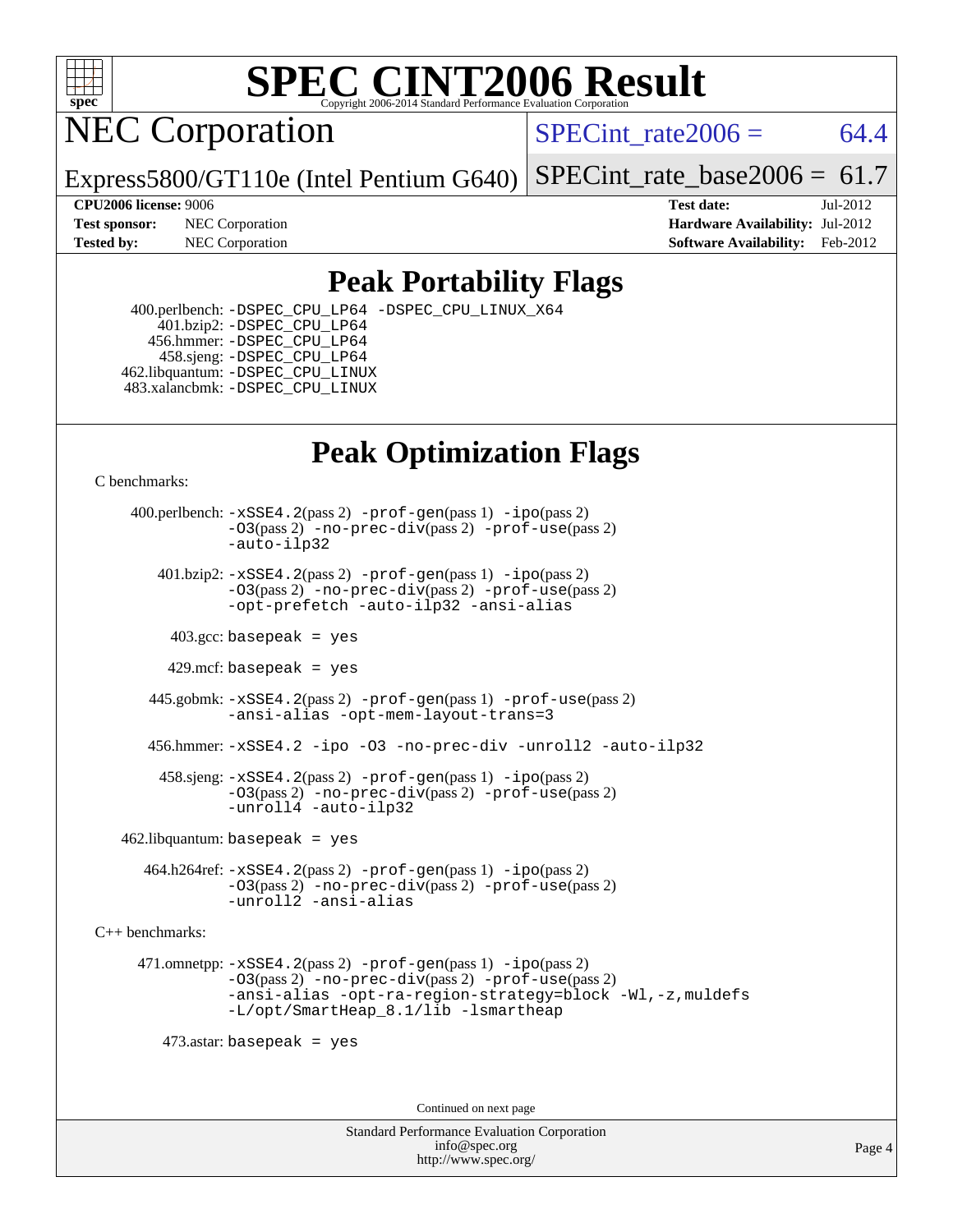# SPEC CINT2006 Result

## NEC Corporation

Express5800/GT110e (Intel Pentium G640)

SPECint_rate2006 = 64.4

SPECint_rate_base2006 = 61.7

**CPU2006 license:** 9006
**Test sponsor:** NEC Corporation
**Tested by:** NEC Corporation

**Test date:** Jul-2012
**Hardware Availability:** Jul-2012
**Software Availability:** Feb-2012

## Peak Portability Flags

400.perlbench: `-DSPEC_CPU_LP64 -DSPEC_CPU_LINUX_X64`
401.bzip2: `-DSPEC_CPU_LP64`
456.hmmer: `-DSPEC_CPU_LP64`
458.sjeng: `-DSPEC_CPU_LP64`
462.libquantum: `-DSPEC_CPU_LINUX`
483.xalancbmk: `-DSPEC_CPU_LINUX`

## Peak Optimization Flags

C benchmarks:

400.perlbench: `-xSSE4.2`(pass 2) `-prof-gen`(pass 1) `-ipo`(pass 2) `-O3`(pass 2) `-no-prec-div`(pass 2) `-prof-use`(pass 2) `-auto-ilp32`

401.bzip2: `-xSSE4.2`(pass 2) `-prof-gen`(pass 1) `-ipo`(pass 2) `-O3`(pass 2) `-no-prec-div`(pass 2) `-prof-use`(pass 2) `-opt-prefetch -auto-ilp32 -ansi-alias`

403.gcc: `basepeak = yes`

429.mcf: `basepeak = yes`

445.gobmk: `-xSSE4.2`(pass 2) `-prof-gen`(pass 1) `-prof-use`(pass 2) `-ansi-alias -opt-mem-layout-trans=3`

456.hmmer: `-xSSE4.2 -ipo -O3 -no-prec-div -unroll2 -auto-ilp32`

458.sjeng: `-xSSE4.2`(pass 2) `-prof-gen`(pass 1) `-ipo`(pass 2) `-O3`(pass 2) `-no-prec-div`(pass 2) `-prof-use`(pass 2) `-unroll4 -auto-ilp32`

462.libquantum: `basepeak = yes`

464.h264ref: `-xSSE4.2`(pass 2) `-prof-gen`(pass 1) `-ipo`(pass 2) `-O3`(pass 2) `-no-prec-div`(pass 2) `-prof-use`(pass 2) `-unroll2 -ansi-alias`

C++ benchmarks:

471.omnetpp: `-xSSE4.2`(pass 2) `-prof-gen`(pass 1) `-ipo`(pass 2) `-O3`(pass 2) `-no-prec-div`(pass 2) `-prof-use`(pass 2) `-ansi-alias -opt-ra-region-strategy=block -Wl,-z,muldefs -L/opt/SmartHeap_8.1/lib -lsmartheap`

473.astar: `basepeak = yes`

Continued on next page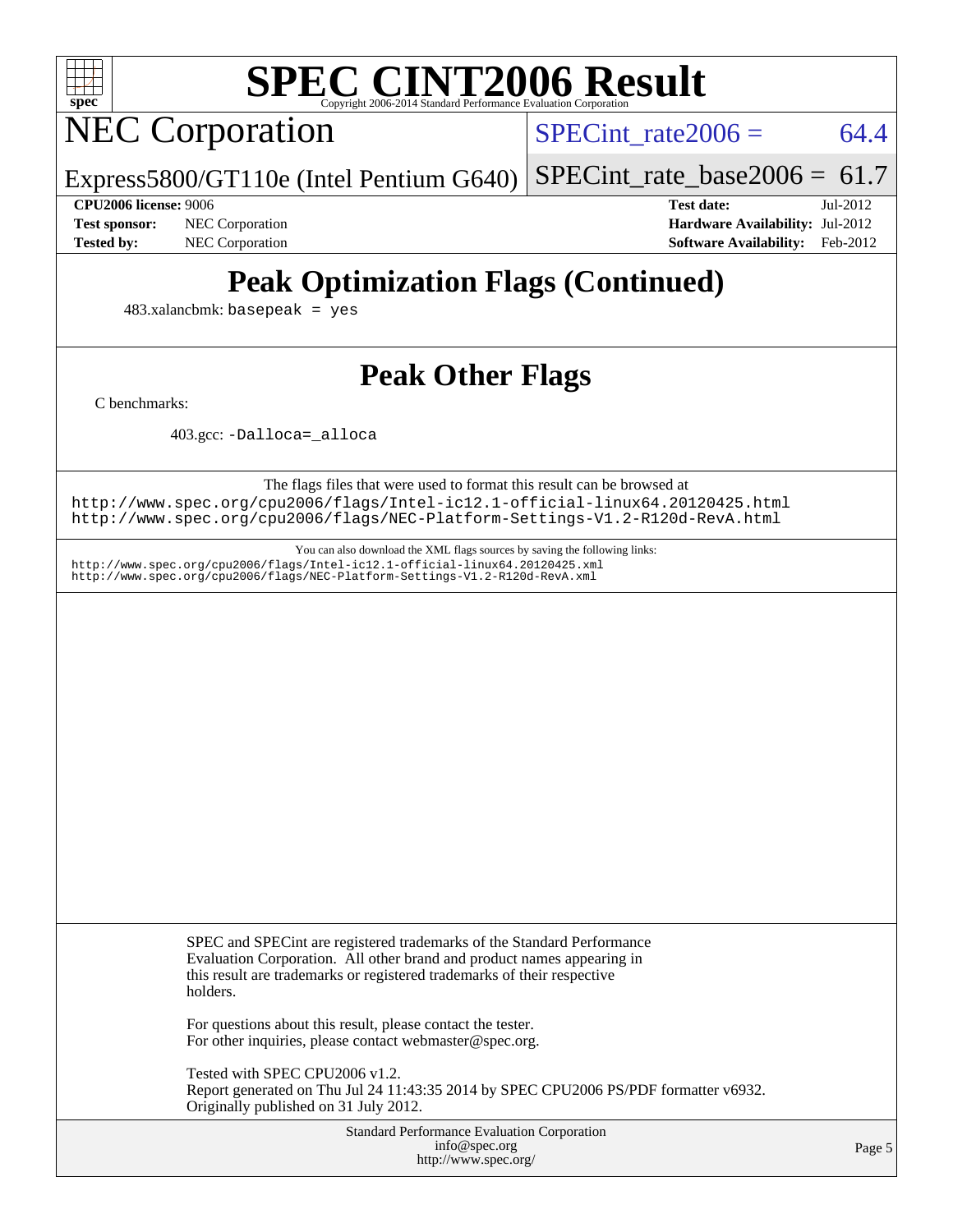# Peak Optimization Flags (Continued)

483.xalancbmk: `basepeak = yes`

# Peak Other Flags

C benchmarks:

403.gcc: `-Dalloca=_alloca`

The flags files that were used to format this result can be browsed at
http://www.spec.org/cpu2006/flags/Intel-ic12.1-official-linux64.20120425.html
http://www.spec.org/cpu2006/flags/NEC-Platform-Settings-V1.2-R120d-RevA.html

You can also download the XML flags sources by saving the following links:
http://www.spec.org/cpu2006/flags/Intel-ic12.1-official-linux64.20120425.xml
http://www.spec.org/cpu2006/flags/NEC-Platform-Settings-V1.2-R120d-RevA.xml

SPEC and SPECint are registered trademarks of the Standard Performance Evaluation Corporation. All other brand and product names appearing in this result are trademarks or registered trademarks of their respective holders.

For questions about this result, please contact the tester.
For other inquiries, please contact webmaster@spec.org.

Tested with SPEC CPU2006 v1.2.
Report generated on Thu Jul 24 11:43:35 2014 by SPEC CPU2006 PS/PDF formatter v6932.
Originally published on 31 July 2012.